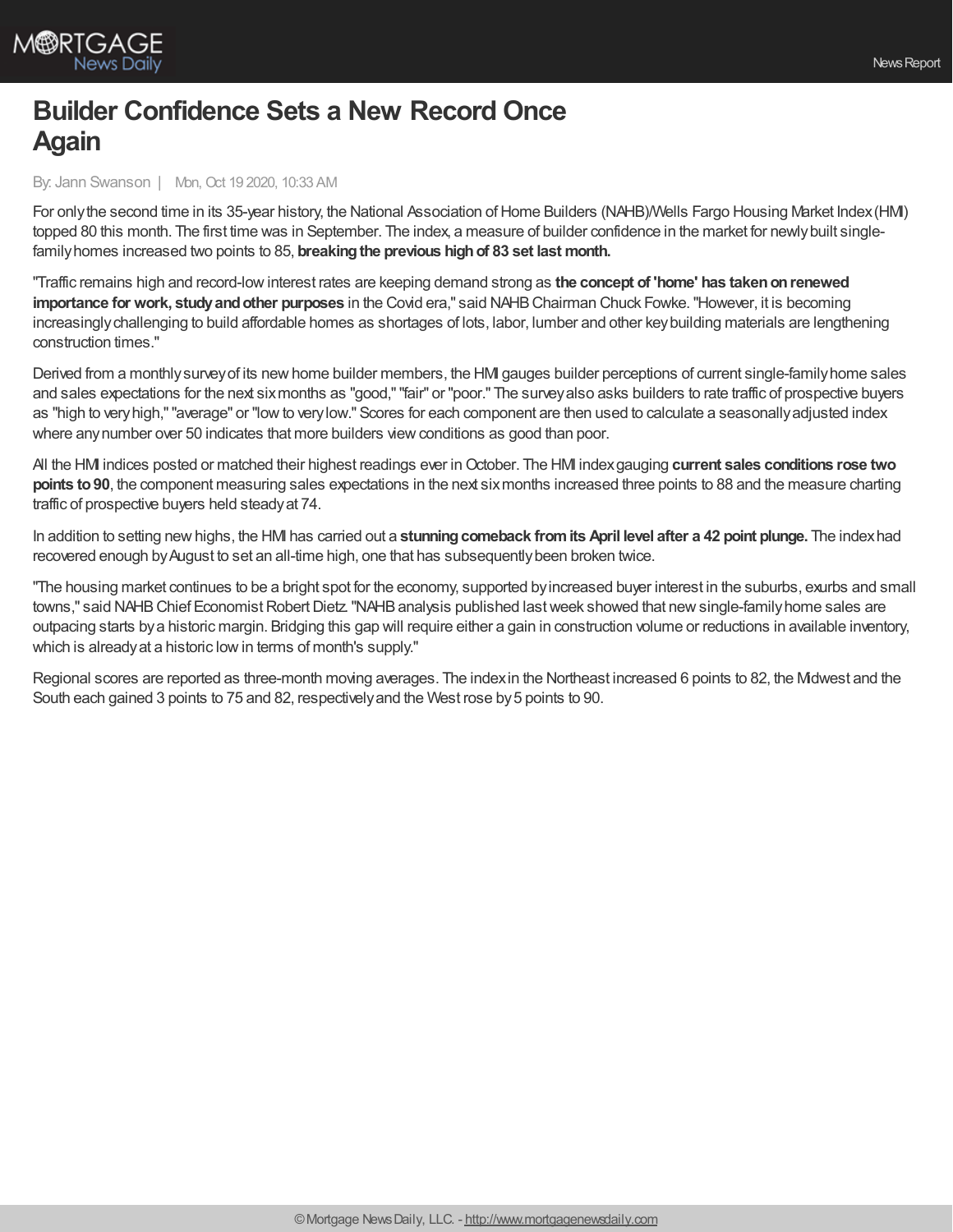# Builder Confidence Sets a New Record Once Again

By: Jann Swanson | Mon, Oct 19 2020, 10:33 AM

For only the second time in its 35-year history, the National Association of Home Builders (NAHB)/Wells Fargo Housing Market Index (HMI) topped 80 this month. The first time was in September. The index, a measure of builder confidence in the market for newly built single-family homes increased two points to 85, **breaking the previous high of 83 set last month.**

"Traffic remains high and record-low interest rates are keeping demand strong as **the concept of 'home' has taken on renewed importance for work, study and other purposes** in the Covid era," said NAHB Chairman Chuck Fowke. "However, it is becoming increasingly challenging to build affordable homes as shortages of lots, labor, lumber and other key building materials are lengthening construction times."

Derived from a monthly survey of its new home builder members, the HMI gauges builder perceptions of current single-family home sales and sales expectations for the next six months as "good," "fair" or "poor." The survey also asks builders to rate traffic of prospective buyers as "high to very high," "average" or "low to very low." Scores for each component are then used to calculate a seasonally adjusted index where any number over 50 indicates that more builders view conditions as good than poor.

All the HMI indices posted or matched their highest readings ever in October. The HMI index gauging **current sales conditions rose two points to 90**, the component measuring sales expectations in the next six months increased three points to 88 and the measure charting traffic of prospective buyers held steady at 74.

In addition to setting new highs, the HMI has carried out a **stunning comeback from its April level after a 42 point plunge.** The index had recovered enough by August to set an all-time high, one that has subsequently been broken twice.

"The housing market continues to be a bright spot for the economy, supported by increased buyer interest in the suburbs, exurbs and small towns," said NAHB Chief Economist Robert Dietz. "NAHB analysis published last week showed that new single-family home sales are outpacing starts by a historic margin. Bridging this gap will require either a gain in construction volume or reductions in available inventory, which is already at a historic low in terms of month's supply."

Regional scores are reported as three-month moving averages. The index in the Northeast increased 6 points to 82, the Midwest and the South each gained 3 points to 75 and 82, respectively and the West rose by 5 points to 90.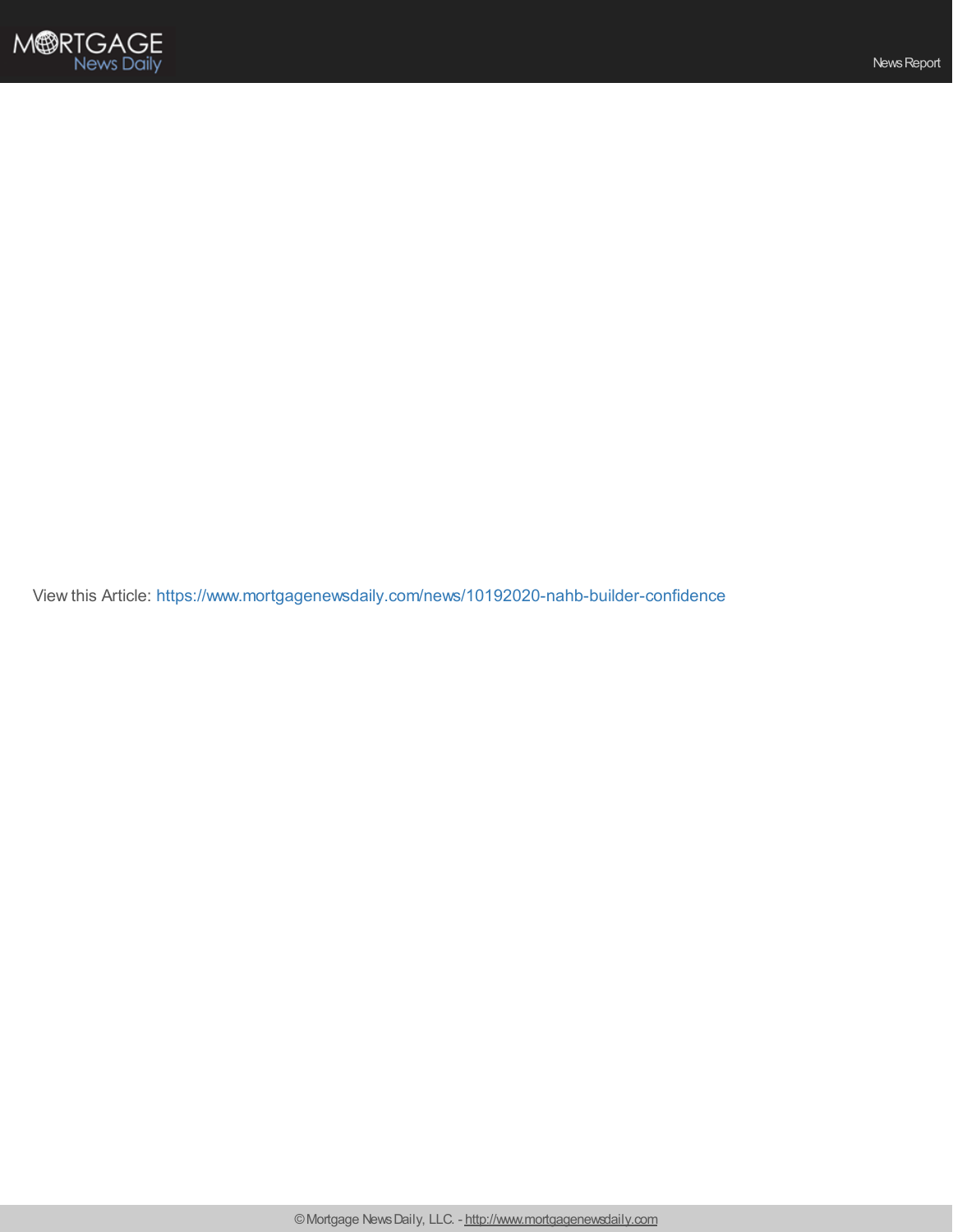View this Article: https://www.mortgagenewsdaily.com/news/10192020-nahb-builder-confidence